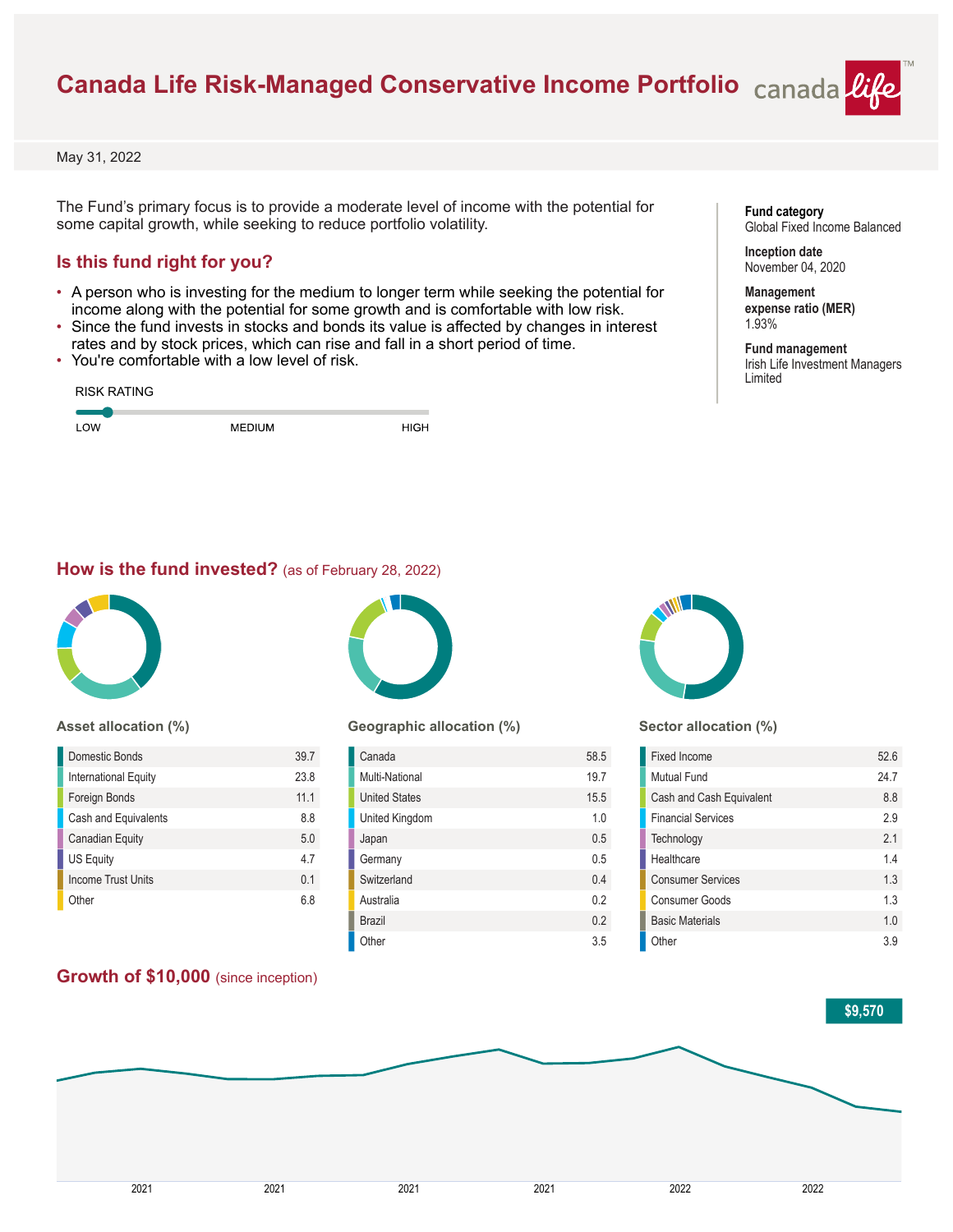# Canada Life Risk-Managed Conservative Income Portfolio

May 31, 2022

The Fund's primary focus is to provide a moderate level of income with the potential for some capital growth, while seeking to reduce portfolio volatility.

**Fund category**
Global Fixed Income Balanced

**Inception date**
November 04, 2020

**Management expense ratio (MER)**
1.93%

**Fund management**
Irish Life Investment Managers Limited

## Is this fund right for you?

- A person who is investing for the medium to longer term while seeking the potential for income along with the potential for some growth and is comfortable with low risk.
- Since the fund invests in stocks and bonds its value is affected by changes in interest rates and by stock prices, which can rise and fall in a short period of time.
- You're comfortable with a low level of risk.

RISK RATING

LOW — MEDIUM — HIGH

## How is the fund invested? (as of February 28, 2022)

### Asset allocation (%)

| Asset | % |
|---|---|
| Domestic Bonds | 39.7 |
| International Equity | 23.8 |
| Foreign Bonds | 11.1 |
| Cash and Equivalents | 8.8 |
| Canadian Equity | 5.0 |
| US Equity | 4.7 |
| Income Trust Units | 0.1 |
| Other | 6.8 |

### Geographic allocation (%)

| Region | % |
|---|---|
| Canada | 58.5 |
| Multi-National | 19.7 |
| United States | 15.5 |
| United Kingdom | 1.0 |
| Japan | 0.5 |
| Germany | 0.5 |
| Switzerland | 0.4 |
| Australia | 0.2 |
| Brazil | 0.2 |
| Other | 3.5 |

### Sector allocation (%)

| Sector | % |
|---|---|
| Fixed Income | 52.6 |
| Mutual Fund | 24.7 |
| Cash and Cash Equivalent | 8.8 |
| Financial Services | 2.9 |
| Technology | 2.1 |
| Healthcare | 1.4 |
| Consumer Services | 1.3 |
| Consumer Goods | 1.3 |
| Basic Materials | 1.0 |
| Other | 3.9 |

## Growth of $10,000 (since inception)

$9,570

2021 2021 2021 2021 2022 2022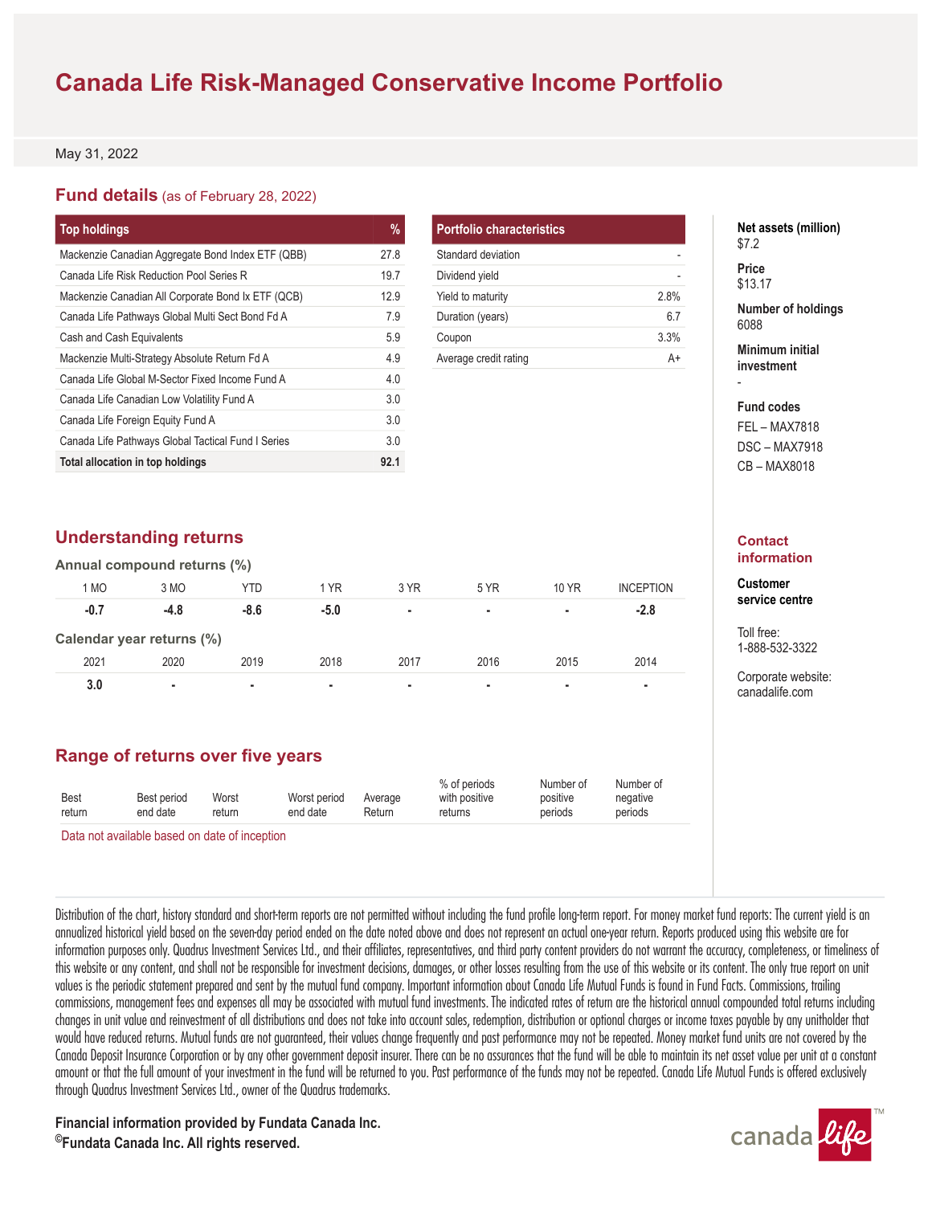# Canada Life Risk-Managed Conservative Income Portfolio

May 31, 2022

## Fund details (as of February 28, 2022)

| Top holdings | % |
|---|---|
| Mackenzie Canadian Aggregate Bond Index ETF (QBB) | 27.8 |
| Canada Life Risk Reduction Pool Series R | 19.7 |
| Mackenzie Canadian All Corporate Bond Ix ETF (QCB) | 12.9 |
| Canada Life Pathways Global Multi Sect Bond Fd A | 7.9 |
| Cash and Cash Equivalents | 5.9 |
| Mackenzie Multi-Strategy Absolute Return Fd A | 4.9 |
| Canada Life Global M-Sector Fixed Income Fund A | 4.0 |
| Canada Life Canadian Low Volatility Fund A | 3.0 |
| Canada Life Foreign Equity Fund A | 3.0 |
| Canada Life Pathways Global Tactical Fund I Series | 3.0 |
| **Total allocation in top holdings** | **92.1** |

| Portfolio characteristics | |
|---|---|
| Standard deviation | - |
| Dividend yield | - |
| Yield to maturity | 2.8% |
| Duration (years) | 6.7 |
| Coupon | 3.3% |
| Average credit rating | A+ |

**Net assets (million)**
$7.2

**Price**
$13.17

**Number of holdings**
6088

**Minimum initial investment**
-

**Fund codes**
FEL – MAX7818
DSC – MAX7918
CB – MAX8018

## Understanding returns

### Annual compound returns (%)

| 1 MO | 3 MO | YTD | 1 YR | 3 YR | 5 YR | 10 YR | INCEPTION |
|---|---|---|---|---|---|---|---|
| **-0.7** | **-4.8** | **-8.6** | **-5.0** | **-** | **-** | **-** | **-2.8** |

### Calendar year returns (%)

| 2021 | 2020 | 2019 | 2018 | 2017 | 2016 | 2015 | 2014 |
|---|---|---|---|---|---|---|---|
| **3.0** | **-** | **-** | **-** | **-** | **-** | **-** | **-** |

## Range of returns over five years

| Best return | Best period end date | Worst return | Worst period end date | Average Return | % of periods with positive returns | Number of positive periods | Number of negative periods |
|---|---|---|---|---|---|---|---|
| Data not available based on date of inception | | | | | | | |

## Contact information

**Customer service centre**

Toll free:
1-888-532-3322

Corporate website:
canadalife.com

Distribution of the chart, history standard and short-term reports are not permitted without including the fund profile long-term report. For money market fund reports: The current yield is an annualized historical yield based on the seven-day period ended on the date noted above and does not represent an actual one-year return. Reports produced using this website are for information purposes only. Quadrus Investment Services Ltd., and their affiliates, representatives, and third party content providers do not warrant the accuracy, completeness, or timeliness of this website or any content, and shall not be responsible for investment decisions, damages, or other losses resulting from the use of this website or its content. The only true report on unit values is the periodic statement prepared and sent by the mutual fund company. Important information about Canada Life Mutual Funds is found in Fund Facts. Commissions, trailing commissions, management fees and expenses all may be associated with mutual fund investments. The indicated rates of return are the historical annual compounded total returns including changes in unit value and reinvestment of all distributions and does not take into account sales, redemption, distribution or optional charges or income taxes payable by any unitholder that would have reduced returns. Mutual funds are not guaranteed, their values change frequently and past performance may not be repeated. Money market fund units are not covered by the Canada Deposit Insurance Corporation or by any other government deposit insurer. There can be no assurances that the fund will be able to maintain its net asset value per unit at a constant amount or that the full amount of your investment in the fund will be returned to you. Past performance of the funds may not be repeated. Canada Life Mutual Funds is offered exclusively through Quadrus Investment Services Ltd., owner of the Quadrus trademarks.

**Financial information provided by Fundata Canada Inc.**
**©Fundata Canada Inc. All rights reserved.**

canada life™